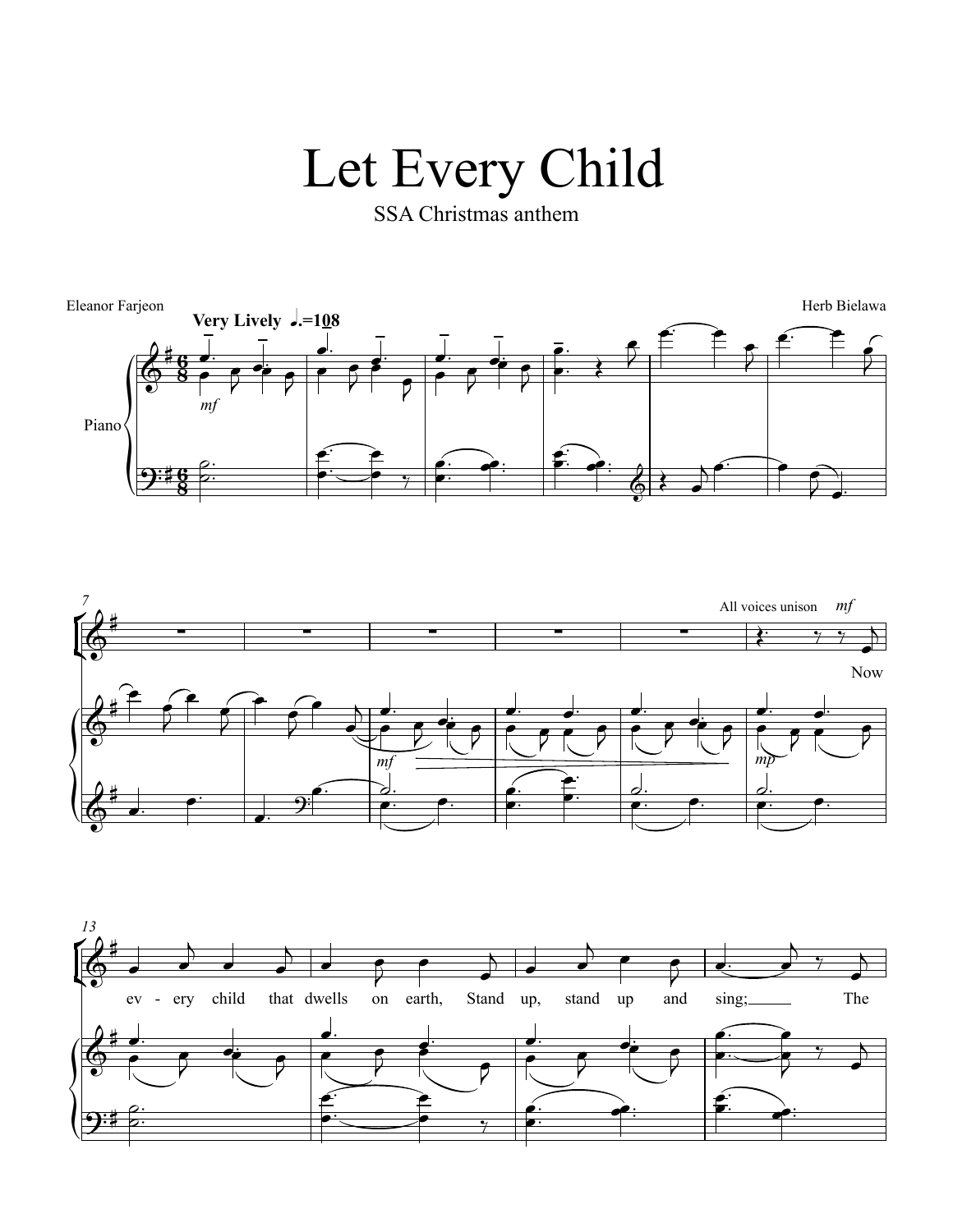# Let Every Child

SSA Christmas anthem

Eleanor Farjeon

Herb Bielawa

**Very Lively** ♩.=108

Piano

All voices unison *mf*

Now ev - ery child that dwells on earth, Stand up, stand up and sing; The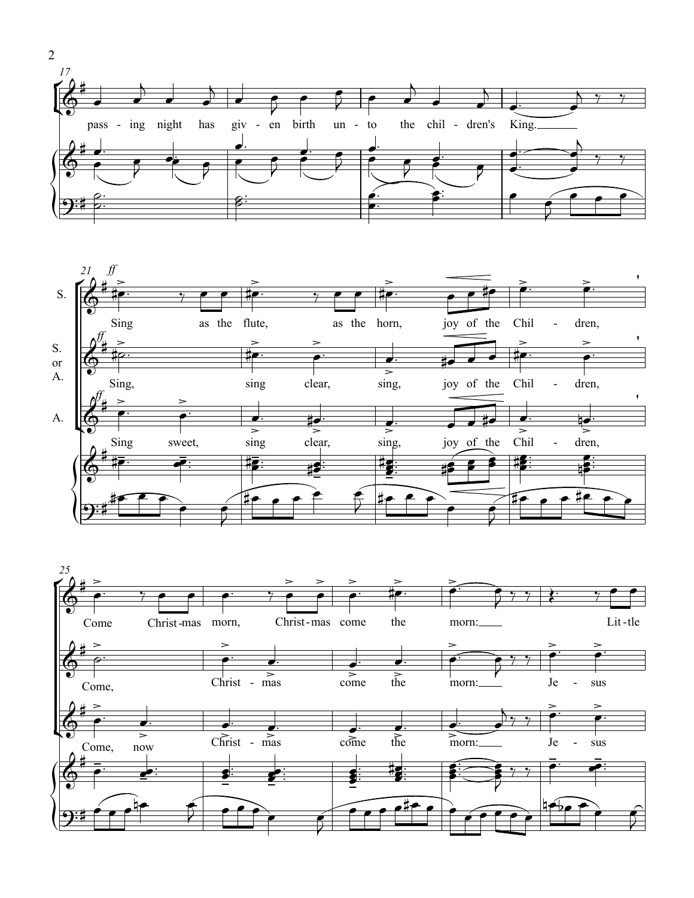17

pass - ing night has giv - en birth un - to the chil - dren's King.

21 *ff*

S.: Sing as the flute, as the horn, joy of the Chil - dren,

S. or A.: Sing, sing clear, sing, joy of the Chil - dren,

A.: Sing sweet, sing clear, sing, joy of the Chil - dren,

25

S.: Come Christ-mas morn, Christ-mas come the morn: Lit-tle

S. or A.: Come, Christ - mas come the morn: Je - sus

A.: Come, now Christ - mas come the morn: Je - sus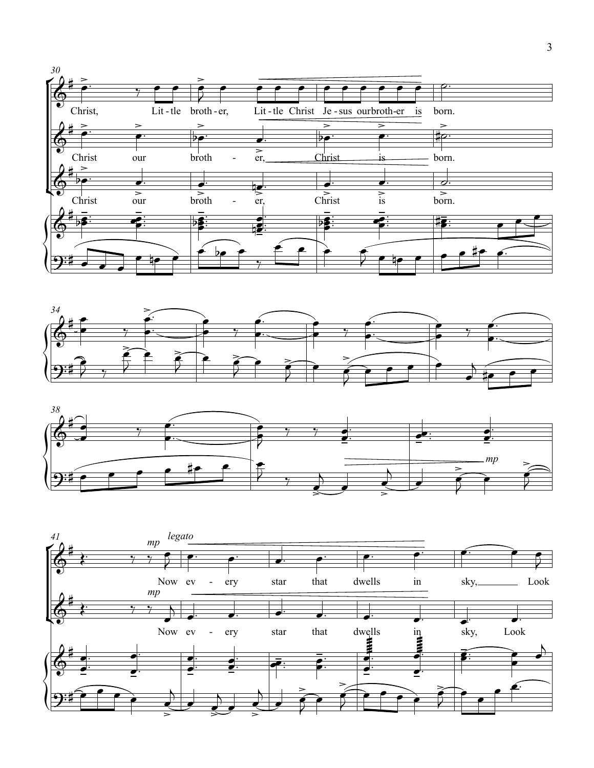30

Christ, Lit - tle broth - er, Lit - tle Christ Je - sus our broth - er is born.

Christ our broth - er, Christ is born.

Christ our broth - er, Christ is born.

34

38

*mp*

41

*mp* *legato*

Now ev - ery star that dwells in sky, Look

*mp*

Now ev - ery star that dwells in sky, Look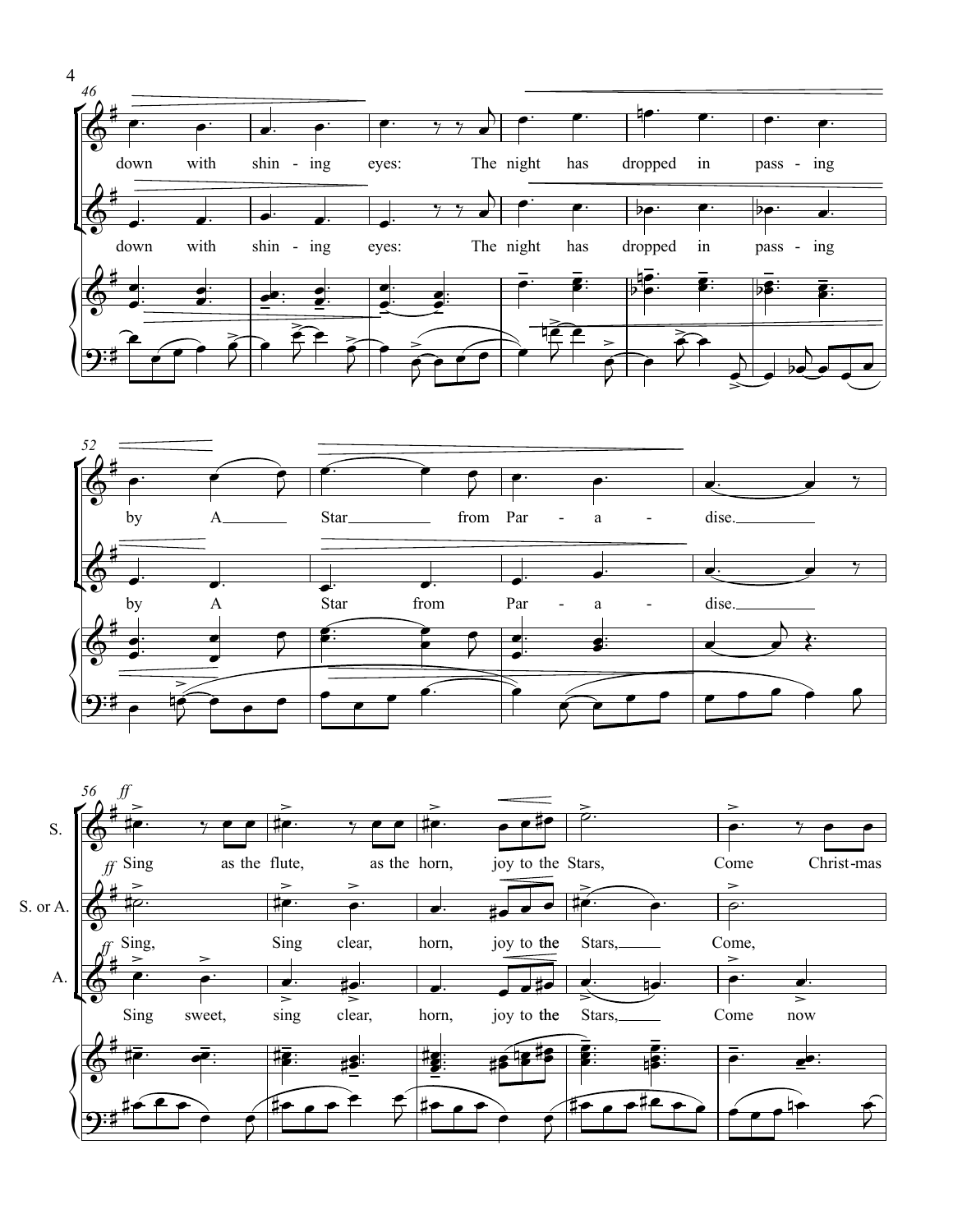46

down with shin - ing eyes: The night has dropped in pass - ing

down with shin - ing eyes: The night has dropped in pass - ing

52

by A Star from Par - a - dise.

by A Star from Par - a - dise.

56 *ff*

S. Sing as the flute, as the horn, joy to the Stars, Come Christ-mas

S. or A. *ff* Sing, Sing clear, horn, joy to the Stars, Come,

A. *ff* Sing sweet, sing clear, horn, joy to the Stars, Come now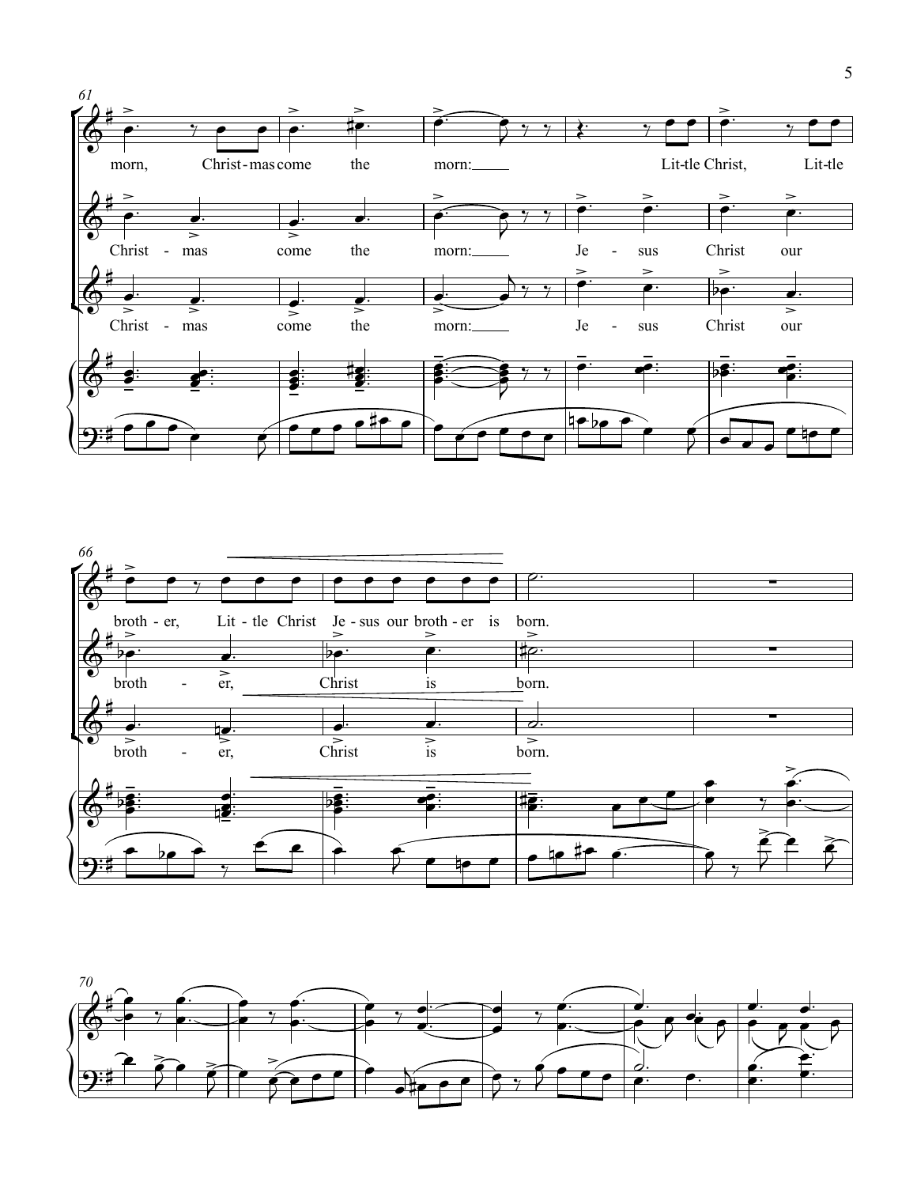61

morn, Christ-mas come the morn: Lit-tle Christ, Lit-tle

Christ - mas come the morn: Je - sus Christ our

Christ - mas come the morn: Je - sus Christ our

66

broth - er, Lit - tle Christ Je - sus our broth - er is born.

broth - er, Christ is born.

broth - er, Christ is born.

70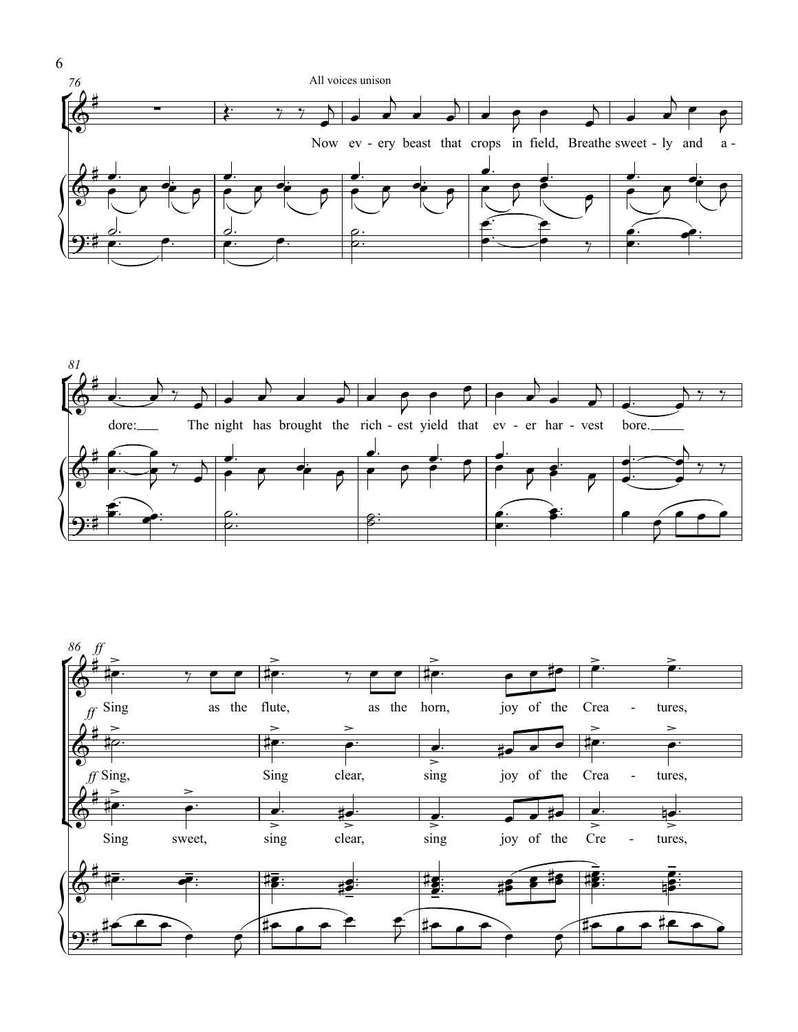All voices unison

Now ev - ery beast that crops in field, Breathe sweet - ly and a - dore: The night has brought the rich - est yield that ev - er har - vest bore.

*ff* Sing as the flute, as the horn, joy of the Crea - tures,

*ff* Sing, Sing clear, sing joy of the Crea - tures,

*ff* Sing sweet, sing clear, sing joy of the Cre - tures,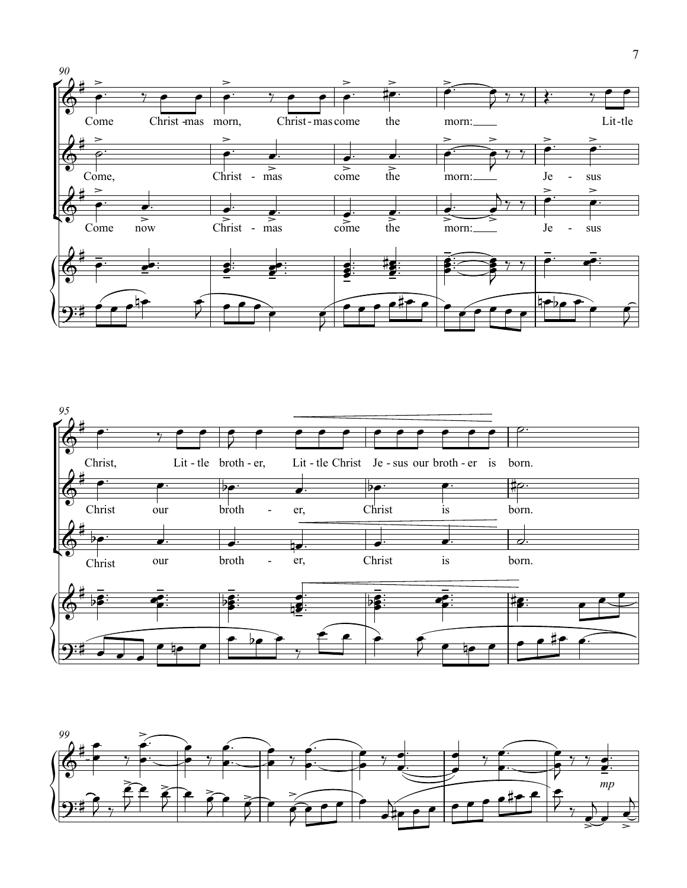90

Come Christ-mas morn, Christ-mas come the morn: Lit-tle

Come, Christ - mas come the morn: Je - sus

Come now Christ - mas come the morn: Je - sus

95

Christ, Lit-tle broth-er, Lit-tle Christ Je-sus our broth-er is born.

Christ our broth - er, Christ is born.

Christ our broth - er, Christ is born.

99

*mp*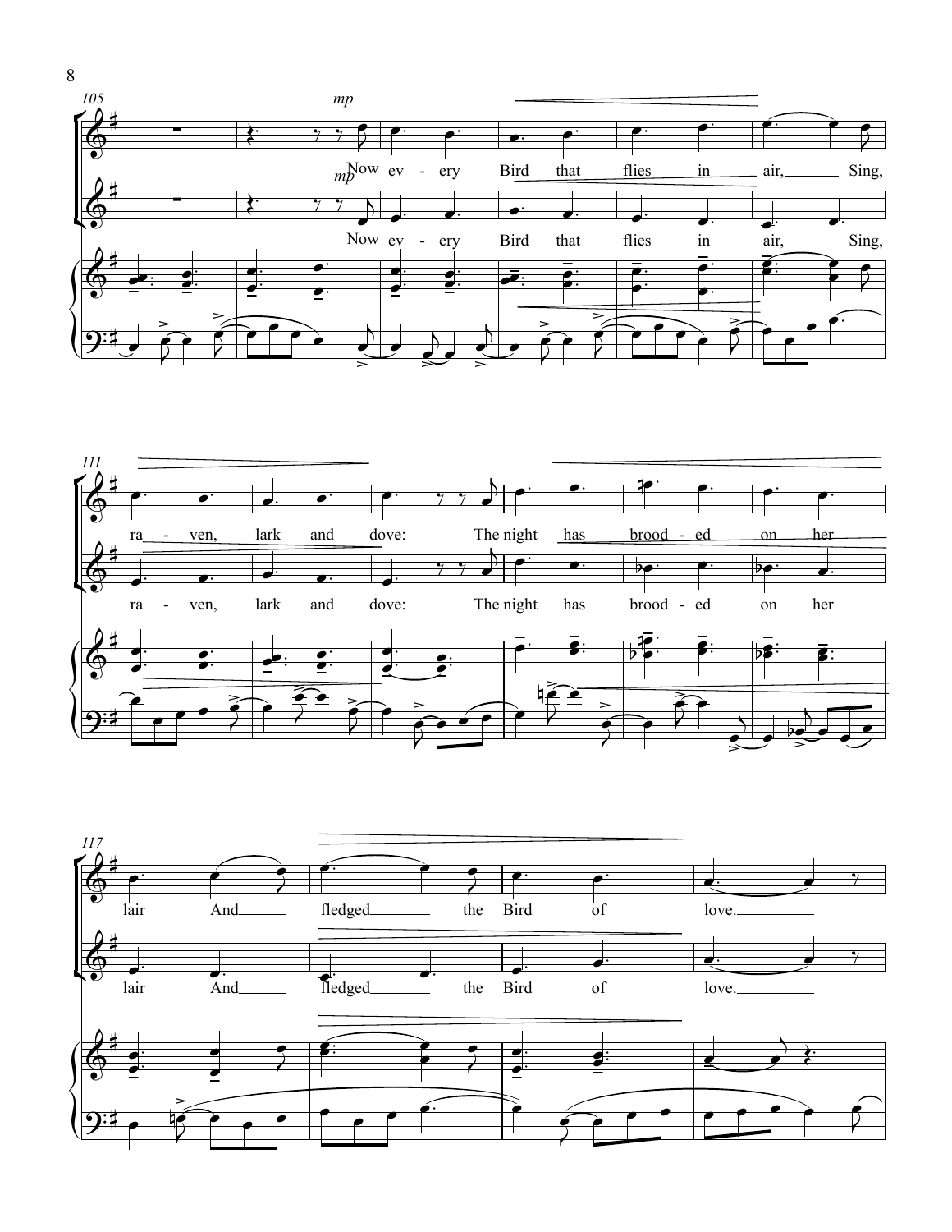Now every Bird that flies in air, Sing, raven, lark and dove: The night has brooded on her lair And fledged the Bird of love.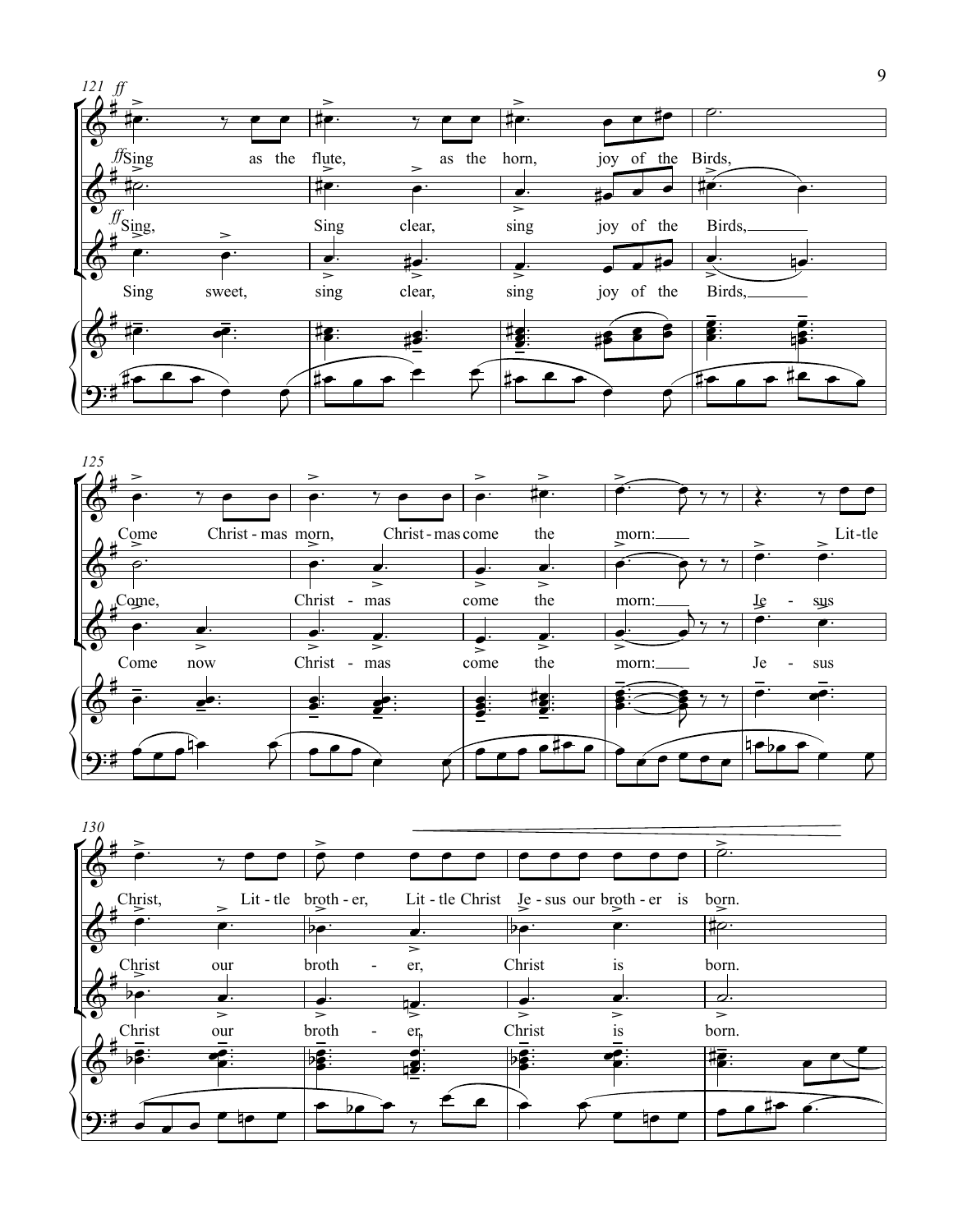121 *ff*

Sing as the flute, as the horn, joy of the Birds,

*ff* Sing, Sing clear, sing joy of the Birds,

Sing sweet, sing clear, sing joy of the Birds,

125

Come Christ-mas morn, Christ-mas come the morn: Lit-tle

Come, Christ - mas come the morn: Je - sus

Come now Christ - mas come the morn: Je - sus

130

Christ, Lit-tle broth-er, Lit-tle Christ Je-sus our broth-er is born.

Christ our broth - er, Christ is born.

Christ our broth - er, Christ is born.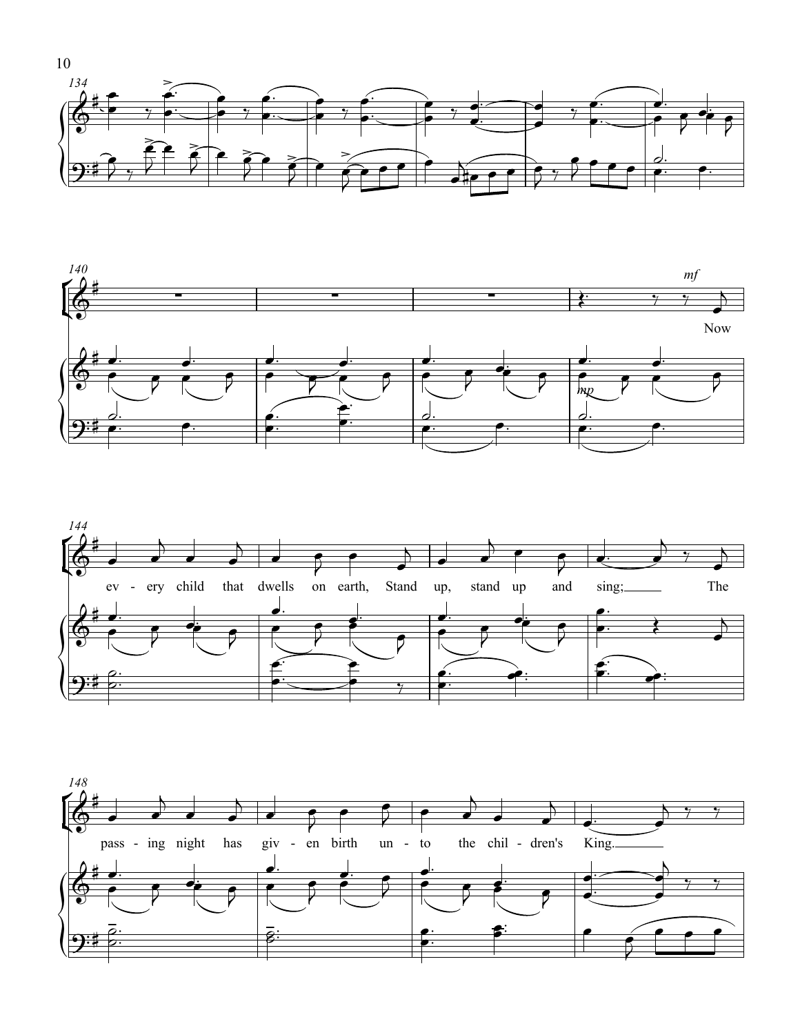134

140

*mf*

Now

*mp*

144

ev - ery child that dwells on earth, Stand up, stand up and sing; The

148

pass - ing night has giv - en birth un - to the chil - dren's King.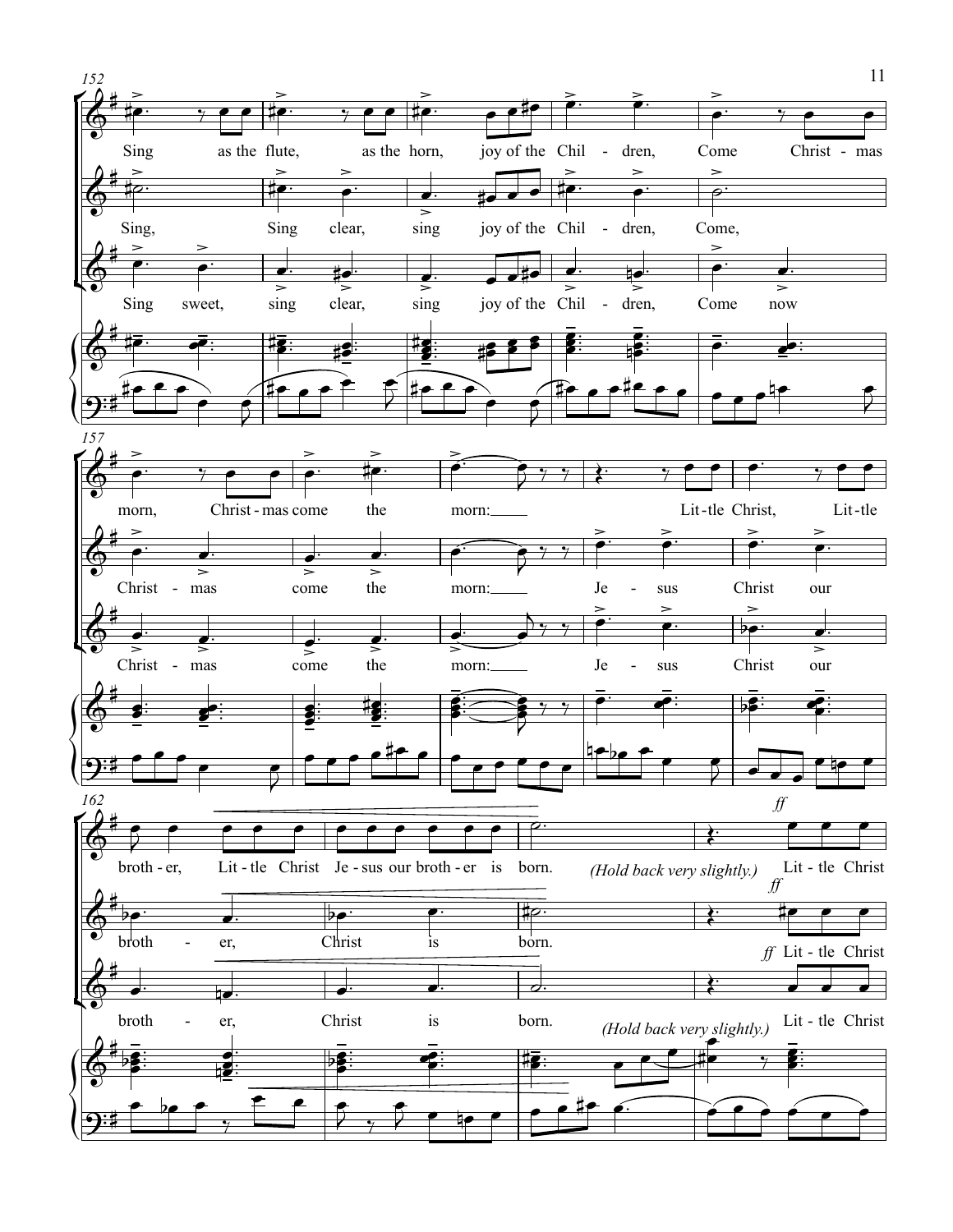152

Sing as the flute, as the horn, joy of the Chil - dren, Come Christ - mas

Sing, Sing clear, sing joy of the Chil - dren, Come,

Sing sweet, sing clear, sing joy of the Chil - dren, Come now

157

morn, Christ - mas come the morn: Lit - tle Christ, Lit - tle

Christ - mas come the morn: Je - sus Christ our

Christ - mas come the morn: Je - sus Christ our

162

broth - er, Lit - tle Christ Je - sus our broth - er is born. *(Hold back very slightly.)* *ff* Lit - tle Christ

broth - er, Christ is born. *ff* Lit - tle Christ

broth - er, Christ is born. *ff* Lit - tle Christ

*(Hold back very slightly.)*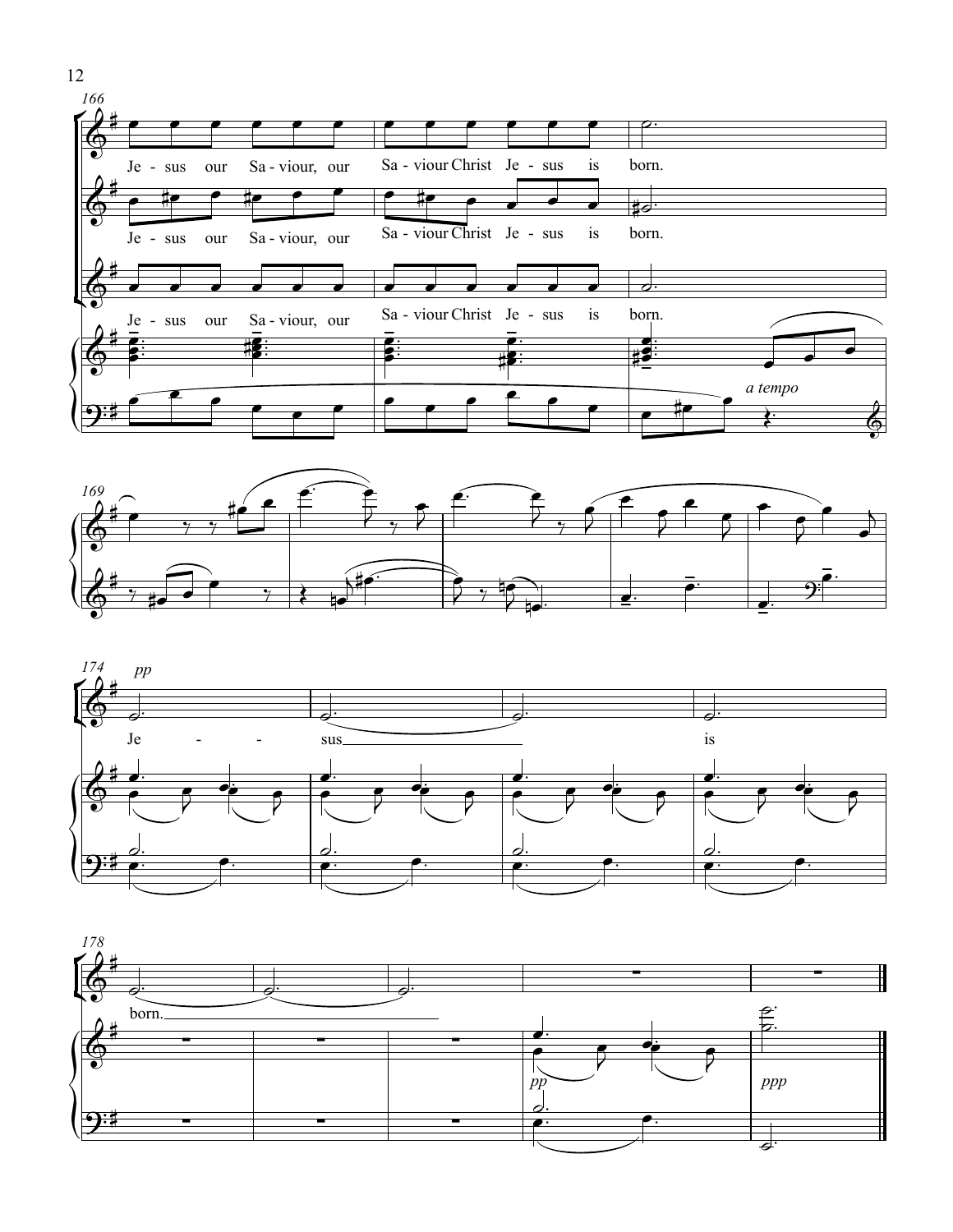Je - sus our Sa - viour, our Sa - viour Christ Je - sus is born.

Je - sus our Sa - viour, our Sa - viour Christ Je - sus is born.

Je - sus our Sa - viour, our Sa - viour Christ Je - sus is born.

*a tempo*

*pp*

Je - - sus is born.

*pp*

*ppp*